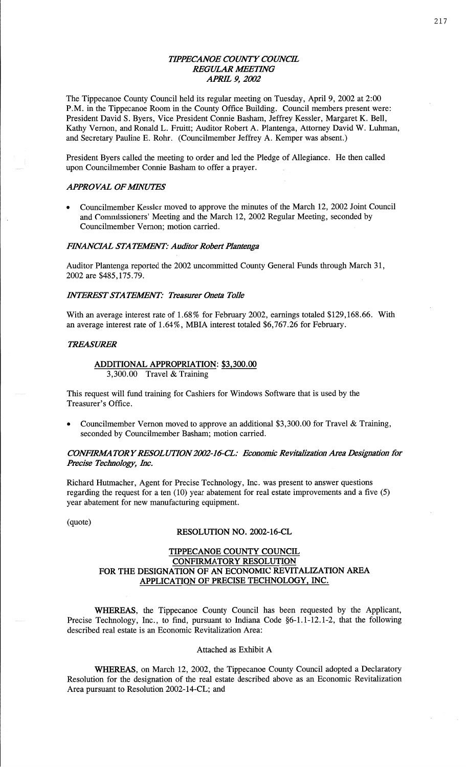# *TIPPECANOE COUNTY COUNCIL*
## *REGULAR MEETING*
## *APRIL 9, 2002*

The Tippecanoe County Council held its regular meeting on Tuesday, April 9, 2002 at 2:00 P.M. in the Tippecanoe Room in the County Office Building. Council members present were: President David S. Byers, Vice President Connie Basham, Jeffrey Kessler, Margaret K. Bell, Kathy Vernon, and Ronald L. Fruitt; Auditor Robert A. Plantenga, Attorney David W. Luhman, and Secretary Pauline E. Rohr. (Councilmember Jeffrey A. Kemper was absent.)

President Byers called the meeting to order and led the Pledge of Allegiance. He then called upon Councilmember Connie Basham to offer a prayer.

### *APPROVAL OF MINUTES*

- Councilmember Kessler moved to approve the minutes of the March 12, 2002 Joint Council and Commissioners' Meeting and the March 12, 2002 Regular Meeting, seconded by Councilmember Vernon; motion carried.

### *FINANCIAL STATEMENT: Auditor Robert Plantenga*

Auditor Plantenga reported the 2002 uncommitted County General Funds through March 31, 2002 are $485,175.79.

### *INTEREST STATEMENT: Treasurer Oneta Tolle*

With an average interest rate of 1.68% for February 2002, earnings totaled $129,168.66. With an average interest rate of 1.64%, MBIA interest totaled $6,767.26 for February.

### *TREASURER*

**ADDITIONAL APPROPRIATION: $3,300.00**
3,300.00 Travel & Training

This request will fund training for Cashiers for Windows Software that is used by the Treasurer's Office.

- Councilmember Vernon moved to approve an additional $3,300.00 for Travel & Training, seconded by Councilmember Basham; motion carried.

### *CONFIRMATORY RESOLUTION 2002-16-CL: Economic Revitalization Area Designation for Precise Technology, Inc.*

Richard Hutmacher, Agent for Precise Technology, Inc. was present to answer questions regarding the request for a ten (10) year abatement for real estate improvements and a five (5) year abatement for new manufacturing equipment.

(quote)

**RESOLUTION NO. 2002-16-CL**

**TIPPECANOE COUNTY COUNCIL**
**CONFIRMATORY RESOLUTION**
**FOR THE DESIGNATION OF AN ECONOMIC REVITALIZATION AREA**
**APPLICATION OF PRECISE TECHNOLOGY, INC.**

**WHEREAS**, the Tippecanoe County Council has been requested by the Applicant, Precise Technology, Inc., to find, pursuant to Indiana Code §6-1.1-12.1-2, that the following described real estate is an Economic Revitalization Area:

Attached as Exhibit A

**WHEREAS**, on March 12, 2002, the Tippecanoe County Council adopted a Declaratory Resolution for the designation of the real estate described above as an Economic Revitalization Area pursuant to Resolution 2002-14-CL; and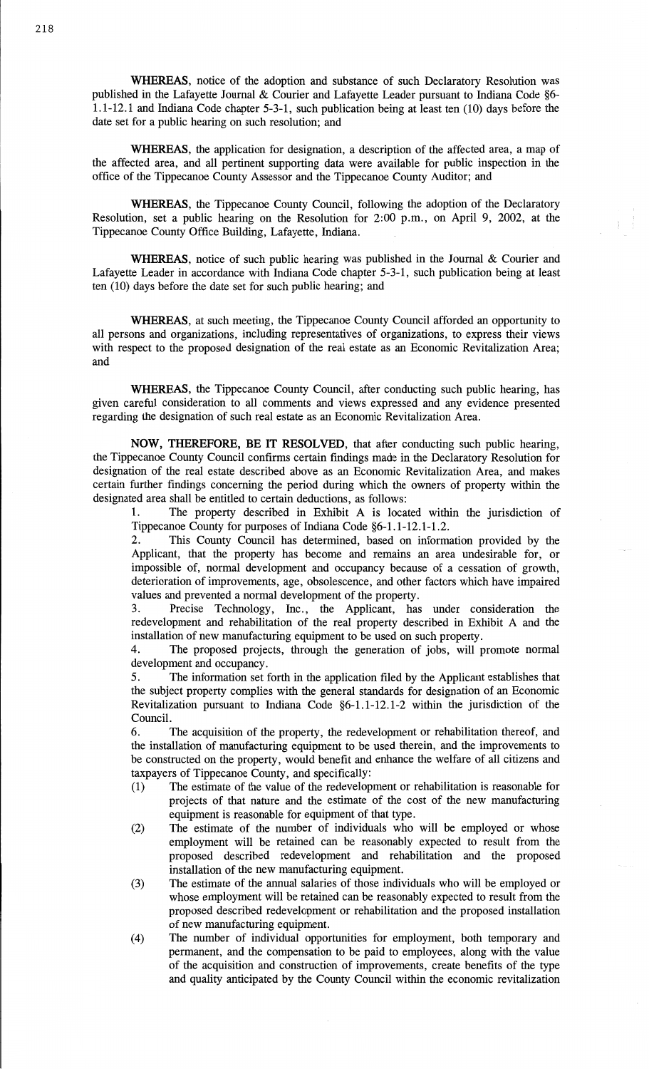**WHEREAS**, notice of the adoption and substance of such Declaratory Resolution was published in the Lafayette Journal & Courier and Lafayette Leader pursuant to Indiana Code §6-1.1-12.1 and Indiana Code chapter 5-3-1, such publication being at least ten (10) days before the date set for a public hearing on such resolution; and

**WHEREAS**, the application for designation, a description of the affected area, a map of the affected area, and all pertinent supporting data were available for public inspection in the office of the Tippecanoe County Assessor and the Tippecanoe County Auditor; and

**WHEREAS**, the Tippecanoe County Council, following the adoption of the Declaratory Resolution, set a public hearing on the Resolution for 2:00 p.m., on April 9, 2002, at the Tippecanoe County Office Building, Lafayette, Indiana.

**WHEREAS**, notice of such public hearing was published in the Journal & Courier and Lafayette Leader in accordance with Indiana Code chapter 5-3-1, such publication being at least ten (10) days before the date set for such public hearing; and

**WHEREAS**, at such meeting, the Tippecanoe County Council afforded an opportunity to all persons and organizations, including representatives of organizations, to express their views with respect to the proposed designation of the real estate as an Economic Revitalization Area; and

**WHEREAS**, the Tippecanoe County Council, after conducting such public hearing, has given careful consideration to all comments and views expressed and any evidence presented regarding the designation of such real estate as an Economic Revitalization Area.

**NOW, THEREFORE, BE IT RESOLVED**, that after conducting such public hearing, the Tippecanoe County Council confirms certain findings made in the Declaratory Resolution for designation of the real estate described above as an Economic Revitalization Area, and makes certain further findings concerning the period during which the owners of property within the designated area shall be entitled to certain deductions, as follows:

1. The property described in Exhibit A is located within the jurisdiction of Tippecanoe County for purposes of Indiana Code §6-1.1-12.1-1.2.
2. This County Council has determined, based on information provided by the Applicant, that the property has become and remains an area undesirable for, or impossible of, normal development and occupancy because of a cessation of growth, deterioration of improvements, age, obsolescence, and other factors which have impaired values and prevented a normal development of the property.
3. Precise Technology, Inc., the Applicant, has under consideration the redevelopment and rehabilitation of the real property described in Exhibit A and the installation of new manufacturing equipment to be used on such property.
4. The proposed projects, through the generation of jobs, will promote normal development and occupancy.
5. The information set forth in the application filed by the Applicant establishes that the subject property complies with the general standards for designation of an Economic Revitalization pursuant to Indiana Code §6-1.1-12.1-2 within the jurisdiction of the Council.
6. The acquisition of the property, the redevelopment or rehabilitation thereof, and the installation of manufacturing equipment to be used therein, and the improvements to be constructed on the property, would benefit and enhance the welfare of all citizens and taxpayers of Tippecanoe County, and specifically:

(1) The estimate of the value of the redevelopment or rehabilitation is reasonable for projects of that nature and the estimate of the cost of the new manufacturing equipment is reasonable for equipment of that type.

(2) The estimate of the number of individuals who will be employed or whose employment will be retained can be reasonably expected to result from the proposed described redevelopment and rehabilitation and the proposed installation of the new manufacturing equipment.

(3) The estimate of the annual salaries of those individuals who will be employed or whose employment will be retained can be reasonably expected to result from the proposed described redevelopment or rehabilitation and the proposed installation of new manufacturing equipment.

(4) The number of individual opportunities for employment, both temporary and permanent, and the compensation to be paid to employees, along with the value of the acquisition and construction of improvements, create benefits of the type and quality anticipated by the County Council within the economic revitalization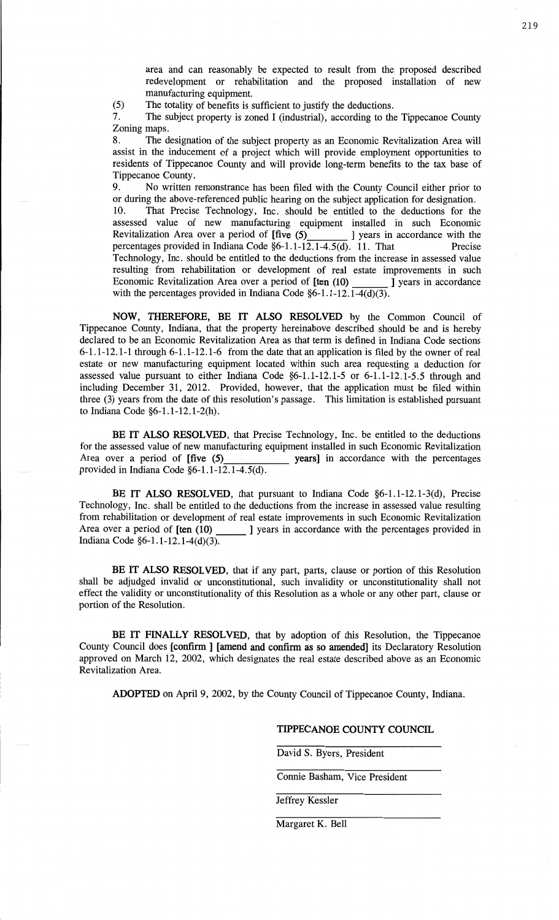area and can reasonably be expected to result from the proposed described redevelopment or rehabilitation and the proposed installation of new manufacturing equipment.

(5) The totality of benefits is sufficient to justify the deductions.

7. The subject property is zoned I (industrial), according to the Tippecanoe County Zoning maps.

8. The designation of the subject property as an Economic Revitalization Area will assist in the inducement of a project which will provide employment opportunities to residents of Tippecanoe County and will provide long-term benefits to the tax base of Tippecanoe County.

9. No written remonstrance has been filed with the County Council either prior to or during the above-referenced public hearing on the subject application for designation.

10. That Precise Technology, Inc. should be entitled to the deductions for the assessed value of new manufacturing equipment installed in such Economic Revitalization Area over a period of **[five (5)\_\_\_\_\_\_\_\_ ]** years in accordance with the percentages provided in Indiana Code §6-1.1-12.1-4.5(d). 11. That Precise Technology, Inc. should be entitled to the deductions from the increase in assessed value resulting from rehabilitation or development of real estate improvements in such Economic Revitalization Area over a period of **[ten (10) \_\_\_\_\_\_\_ ]** years in accordance with the percentages provided in Indiana Code §6-1.1-12.1-4(d)(3).

**NOW, THEREFORE, BE IT ALSO RESOLVED** by the Common Council of Tippecanoe County, Indiana, that the property hereinabove described should be and is hereby declared to be an Economic Revitalization Area as that term is defined in Indiana Code sections 6-1.1-12.1-1 through 6-1.1-12.1-6 from the date that an application is filed by the owner of real estate or new manufacturing equipment located within such area requesting a deduction for assessed value pursuant to either Indiana Code §6-1.1-12.1-5 or 6-1.1-12.1-5.5 through and including December 31, 2012. Provided, however, that the application must be filed within three (3) years from the date of this resolution's passage. This limitation is established pursuant to Indiana Code §6-1.1-12.1-2(h).

**BE IT ALSO RESOLVED**, that Precise Technology, Inc. be entitled to the deductions for the assessed value of new manufacturing equipment installed in such Economic Revitalization Area over a period of **[five (5)\_\_\_\_\_\_\_\_\_\_\_\_ years]** in accordance with the percentages provided in Indiana Code §6-1.1-12.1-4.5(d).

**BE IT ALSO RESOLVED**, that pursuant to Indiana Code §6-1.1-12.1-3(d), Precise Technology, Inc. shall be entitled to the deductions from the increase in assessed value resulting from rehabilitation or development of real estate improvements in such Economic Revitalization Area over a period of **[ten (10) \_\_\_\_\_\_ ]** years in accordance with the percentages provided in Indiana Code §6-1.1-12.1-4(d)(3).

**BE IT ALSO RESOLVED**, that if any part, parts, clause or portion of this Resolution shall be adjudged invalid or unconstitutional, such invalidity or unconstitutionality shall not effect the validity or unconstitutionality of this Resolution as a whole or any other part, clause or portion of the Resolution.

**BE IT FINALLY RESOLVED**, that by adoption of this Resolution, the Tippecanoe County Council does **[confirm ] [amend and confirm as so amended]** its Declaratory Resolution approved on March 12, 2002, which designates the real estate described above as an Economic Revitalization Area.

**ADOPTED** on April 9, 2002, by the County Council of Tippecanoe County, Indiana.

**TIPPECANOE COUNTY COUNCIL**

\_\_\_\_\_\_\_\_\_\_\_\_\_\_\_\_\_\_\_\_\_\_\_\_\_\_\_\_
David S. Byers, President

\_\_\_\_\_\_\_\_\_\_\_\_\_\_\_\_\_\_\_\_\_\_\_\_\_\_\_\_
Connie Basham, Vice President

\_\_\_\_\_\_\_\_\_\_\_\_\_\_\_\_\_\_\_\_\_\_\_\_\_\_\_\_
Jeffrey Kessler

\_\_\_\_\_\_\_\_\_\_\_\_\_\_\_\_\_\_\_\_\_\_\_\_\_\_\_\_
Margaret K. Bell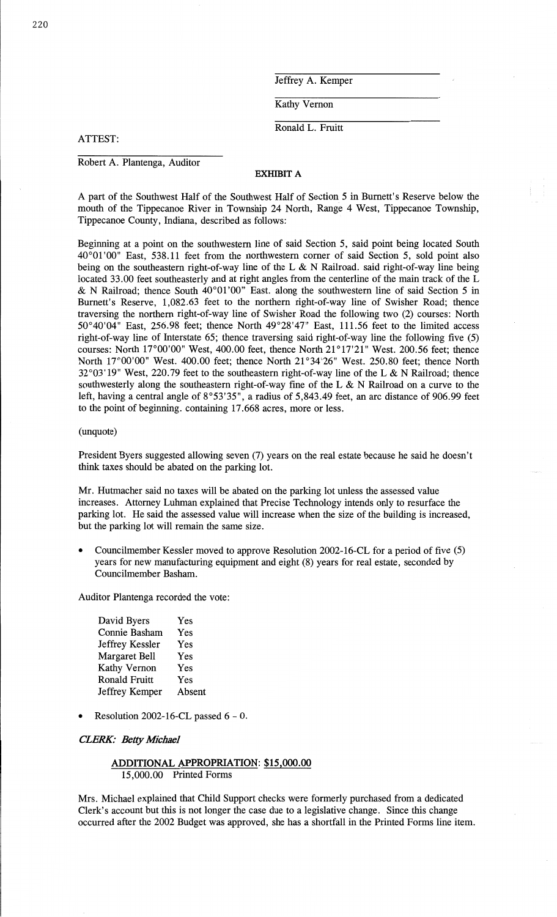Jeffrey A. Kemper

Kathy Vernon

Ronald L. Fruitt

ATTEST:

Robert A. Plantenga, Auditor

**EXHIBIT A**

A part of the Southwest Half of the Southwest Half of Section 5 in Burnett's Reserve below the mouth of the Tippecanoe River in Township 24 North, Range 4 West, Tippecanoe Township, Tippecanoe County, Indiana, described as follows:

Beginning at a point on the southwestern line of said Section 5, said point being located South 40°01'00" East, 538.11 feet from the northwestern corner of said Section 5, sold point also being on the southeastern right-of-way line of the L & N Railroad. said right-of-way line being located 33.00 feet southeasterly and at right angles from the centerline of the main track of the L & N Railroad; thence South 40°01'00" East. along the southwestern line of said Section 5 in Burnett's Reserve, 1,082.63 feet to the northern right-of-way line of Swisher Road; thence traversing the northern right-of-way line of Swisher Road the following two (2) courses: North 50°40'04" East, 256.98 feet; thence North 49°28'47" East, 111.56 feet to the limited access right-of-way line of Interstate 65; thence traversing said right-of-way line the following five (5) courses: North 17°00'00" West, 400.00 feet, thence North 21°17'21" West. 200.56 feet; thence North 17°00'00" West. 400.00 feet; thence North 21°34'26" West. 250.80 feet; thence North 32°03'19" West, 220.79 feet to the southeastern right-of-way line of the L & N Railroad; thence southwesterly along the southeastern right-of-way fine of the L & N Railroad on a curve to the left, having a central angle of 8°53'35", a radius of 5,843.49 feet, an arc distance of 906.99 feet to the point of beginning. containing 17.668 acres, more or less.

(unquote)

President Byers suggested allowing seven (7) years on the real estate because he said he doesn't think taxes should be abated on the parking lot.

Mr. Hutmacher said no taxes will be abated on the parking lot unless the assessed value increases. Attorney Luhman explained that Precise Technology intends only to resurface the parking lot. He said the assessed value will increase when the size of the building is increased, but the parking lot will remain the same size.

- Councilmember Kessler moved to approve Resolution 2002-16-CL for a period of five (5) years for new manufacturing equipment and eight (8) years for real estate, seconded by Councilmember Basham.

Auditor Plantenga recorded the vote:

| | |
|---|---|
| David Byers | Yes |
| Connie Basham | Yes |
| Jeffrey Kessler | Yes |
| Margaret Bell | Yes |
| Kathy Vernon | Yes |
| Ronald Fruitt | Yes |
| Jeffrey Kemper | Absent |

- Resolution 2002-16-CL passed 6 - 0.

***CLERK: Betty Michael***

**ADDITIONAL APPROPRIATION: $15,000.00**
15,000.00 Printed Forms

Mrs. Michael explained that Child Support checks were formerly purchased from a dedicated Clerk's account but this is not longer the case due to a legislative change. Since this change occurred after the 2002 Budget was approved, she has a shortfall in the Printed Forms line item.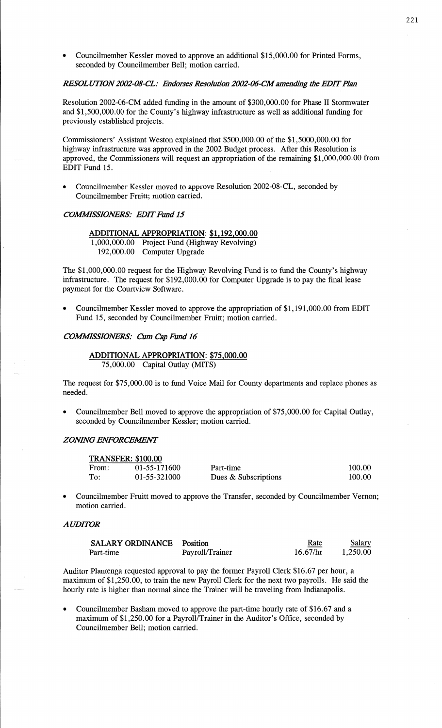- Councilmember Kessler moved to approve an additional $15,000.00 for Printed Forms, seconded by Councilmember Bell; motion carried.

### *RESOLUTION 2002-08-CL: Endorses Resolution 2002-06-CM amending the EDIT Plan*

Resolution 2002-06-CM added funding in the amount of $300,000.00 for Phase II Stormwater and $1,500,000.00 for the County's highway infrastructure as well as additional funding for previously established projects.

Commissioners' Assistant Weston explained that $500,000.00 of the $1,5000,000.00 for highway infrastructure was approved in the 2002 Budget process. After this Resolution is approved, the Commissioners will request an appropriation of the remaining $1,000,000.00 from EDIT Fund 15.

- Councilmember Kessler moved to approve Resolution 2002-08-CL, seconded by Councilmember Fruitt; motion carried.

### *COMMISSIONERS: EDIT Fund 15*

**ADDITIONAL APPROPRIATION: $1,192,000.00**

| | |
|---|---|
| 1,000,000.00 | Project Fund (Highway Revolving) |
| 192,000.00 | Computer Upgrade |

The $1,000,000.00 request for the Highway Revolving Fund is to fund the County's highway infrastructure. The request for $192,000.00 for Computer Upgrade is to pay the final lease payment for the Courtview Software.

- Councilmember Kessler moved to approve the appropriation of $1,191,000.00 from EDIT Fund 15, seconded by Councilmember Fruitt; motion carried.

### *COMMISSIONERS: Cum Cap Fund 16*

**ADDITIONAL APPROPRIATION: $75,000.00**

75,000.00 Capital Outlay (MITS)

The request for $75,000.00 is to fund Voice Mail for County departments and replace phones as needed.

- Councilmember Bell moved to approve the appropriation of $75,000.00 for Capital Outlay, seconded by Councilmember Kessler; motion carried.

### *ZONING ENFORCEMENT*

**TRANSFER: $100.00**

| | | | |
|---|---|---|---|
| From: | 01-55-171600 | Part-time | 100.00 |
| To: | 01-55-321000 | Dues & Subscriptions | 100.00 |

- Councilmember Fruitt moved to approve the Transfer, seconded by Councilmember Vernon; motion carried.

### *AUDITOR*

| SALARY ORDINANCE | Position | Rate | Salary |
|---|---|---|---|
| Part-time | Payroll/Trainer | 16.67/hr | 1,250.00 |

Auditor Plantenga requested approval to pay the former Payroll Clerk $16.67 per hour, a maximum of $1,250.00, to train the new Payroll Clerk for the next two payrolls. He said the hourly rate is higher than normal since the Trainer will be traveling from Indianapolis.

- Councilmember Basham moved to approve the part-time hourly rate of $16.67 and a maximum of $1,250.00 for a Payroll/Trainer in the Auditor's Office, seconded by Councilmember Bell; motion carried.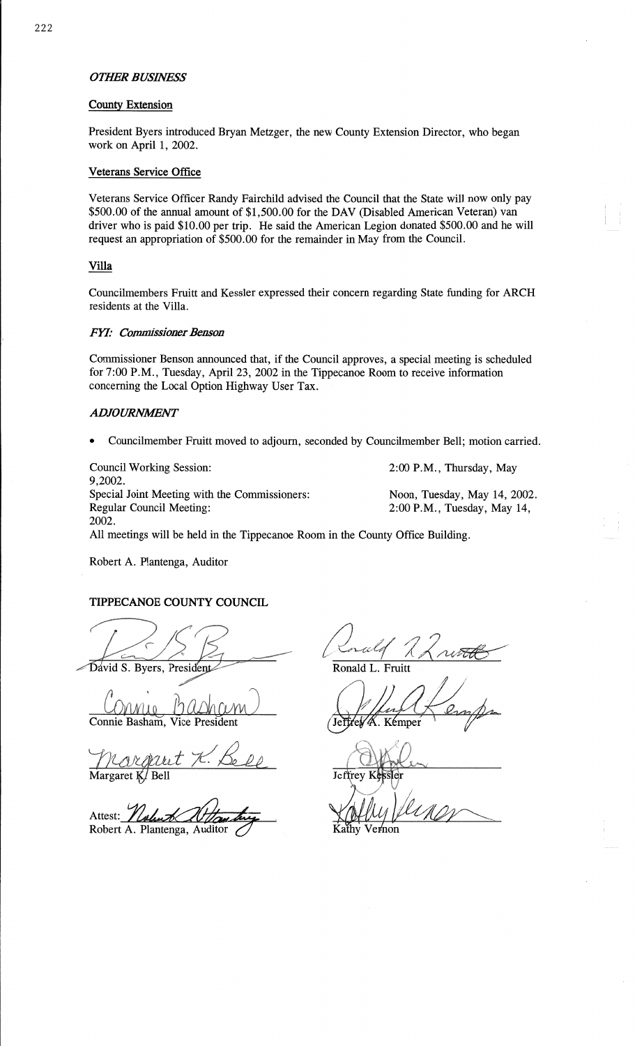## *OTHER BUSINESS*

### County Extension

President Byers introduced Bryan Metzger, the new County Extension Director, who began work on April 1, 2002.

### Veterans Service Office

Veterans Service Officer Randy Fairchild advised the Council that the State will now only pay $500.00 of the annual amount of $1,500.00 for the DAV (Disabled American Veteran) van driver who is paid $10.00 per trip. He said the American Legion donated $500.00 and he will request an appropriation of $500.00 for the remainder in May from the Council.

### Villa

Councilmembers Fruitt and Kessler expressed their concern regarding State funding for ARCH residents at the Villa.

### *FYI: Commissioner Benson*

Commissioner Benson announced that, if the Council approves, a special meeting is scheduled for 7:00 P.M., Tuesday, April 23, 2002 in the Tippecanoe Room to receive information concerning the Local Option Highway User Tax.

## *ADJOURNMENT*

- Councilmember Fruitt moved to adjourn, seconded by Councilmember Bell; motion carried.

Council Working Session: 2:00 P.M., Thursday, May 9, 2002.

Special Joint Meeting with the Commissioners: Noon, Tuesday, May 14, 2002.

Regular Council Meeting: 2:00 P.M., Tuesday, May 14, 2002.

All meetings will be held in the Tippecanoe Room in the County Office Building.

Robert A. Plantenga, Auditor

**TIPPECANOE COUNTY COUNCIL**

David S. Byers, President

Ronald L. Fruitt

Connie Basham, Vice President

Jeffrey A. Kemper

Margaret K. Bell

Jeffrey Kessler

Attest: Robert A. Plantenga, Auditor

Kathy Vernon